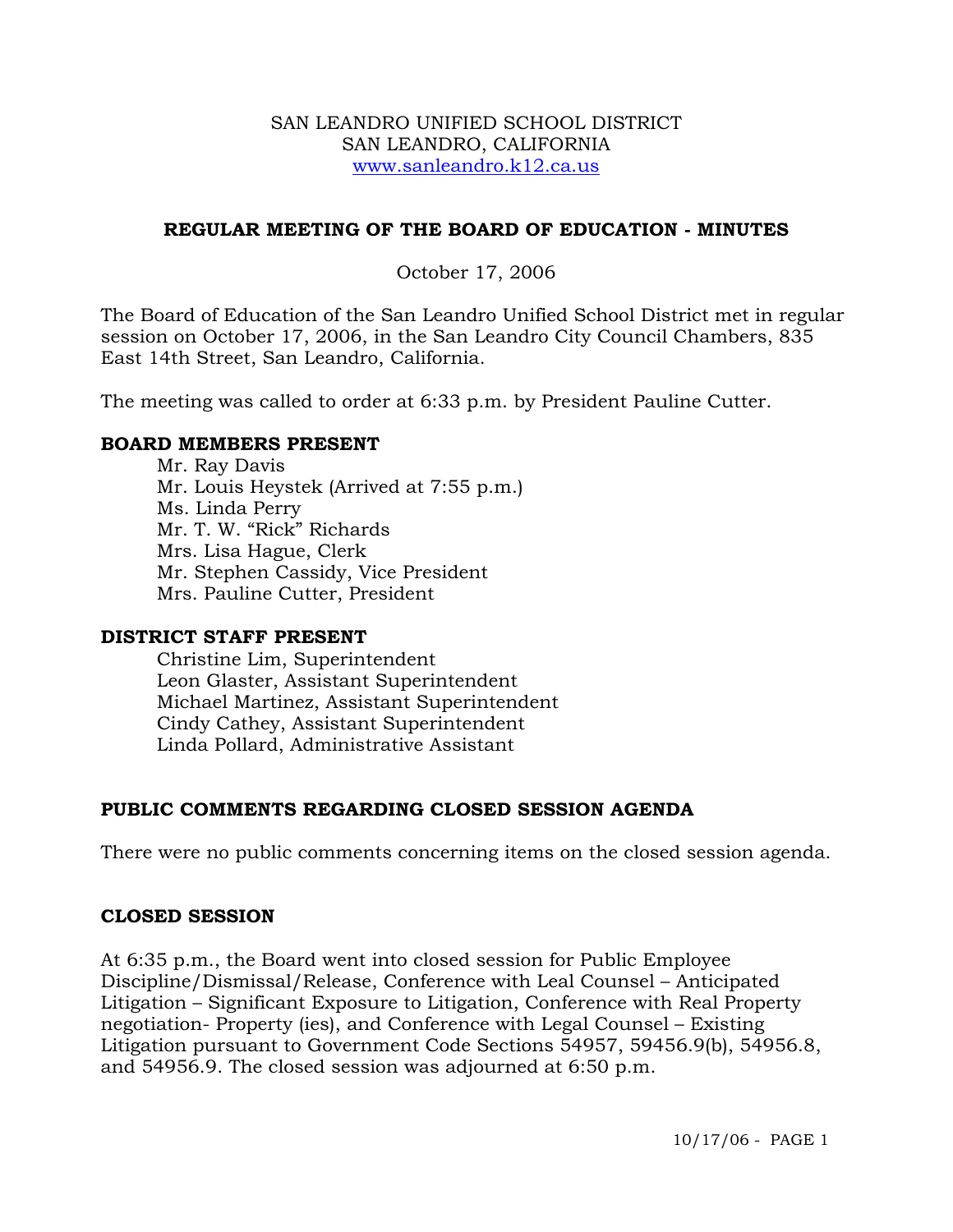SAN LEANDRO UNIFIED SCHOOL DISTRICT
SAN LEANDRO, CALIFORNIA
www.sanleandro.k12.ca.us

## REGULAR MEETING OF THE BOARD OF EDUCATION - MINUTES

October 17, 2006

The Board of Education of the San Leandro Unified School District met in regular session on October 17, 2006, in the San Leandro City Council Chambers, 835 East 14th Street, San Leandro, California.

The meeting was called to order at 6:33 p.m. by President Pauline Cutter.

### BOARD MEMBERS PRESENT

Mr. Ray Davis
Mr. Louis Heystek (Arrived at 7:55 p.m.)
Ms. Linda Perry
Mr. T. W. "Rick" Richards
Mrs. Lisa Hague, Clerk
Mr. Stephen Cassidy, Vice President
Mrs. Pauline Cutter, President

### DISTRICT STAFF PRESENT

Christine Lim, Superintendent
Leon Glaster, Assistant Superintendent
Michael Martinez, Assistant Superintendent
Cindy Cathey, Assistant Superintendent
Linda Pollard, Administrative Assistant

### PUBLIC COMMENTS REGARDING CLOSED SESSION AGENDA

There were no public comments concerning items on the closed session agenda.

### CLOSED SESSION

At 6:35 p.m., the Board went into closed session for Public Employee Discipline/Dismissal/Release, Conference with Leal Counsel – Anticipated Litigation – Significant Exposure to Litigation, Conference with Real Property negotiation- Property (ies), and Conference with Legal Counsel – Existing Litigation pursuant to Government Code Sections 54957, 59456.9(b), 54956.8, and 54956.9. The closed session was adjourned at 6:50 p.m.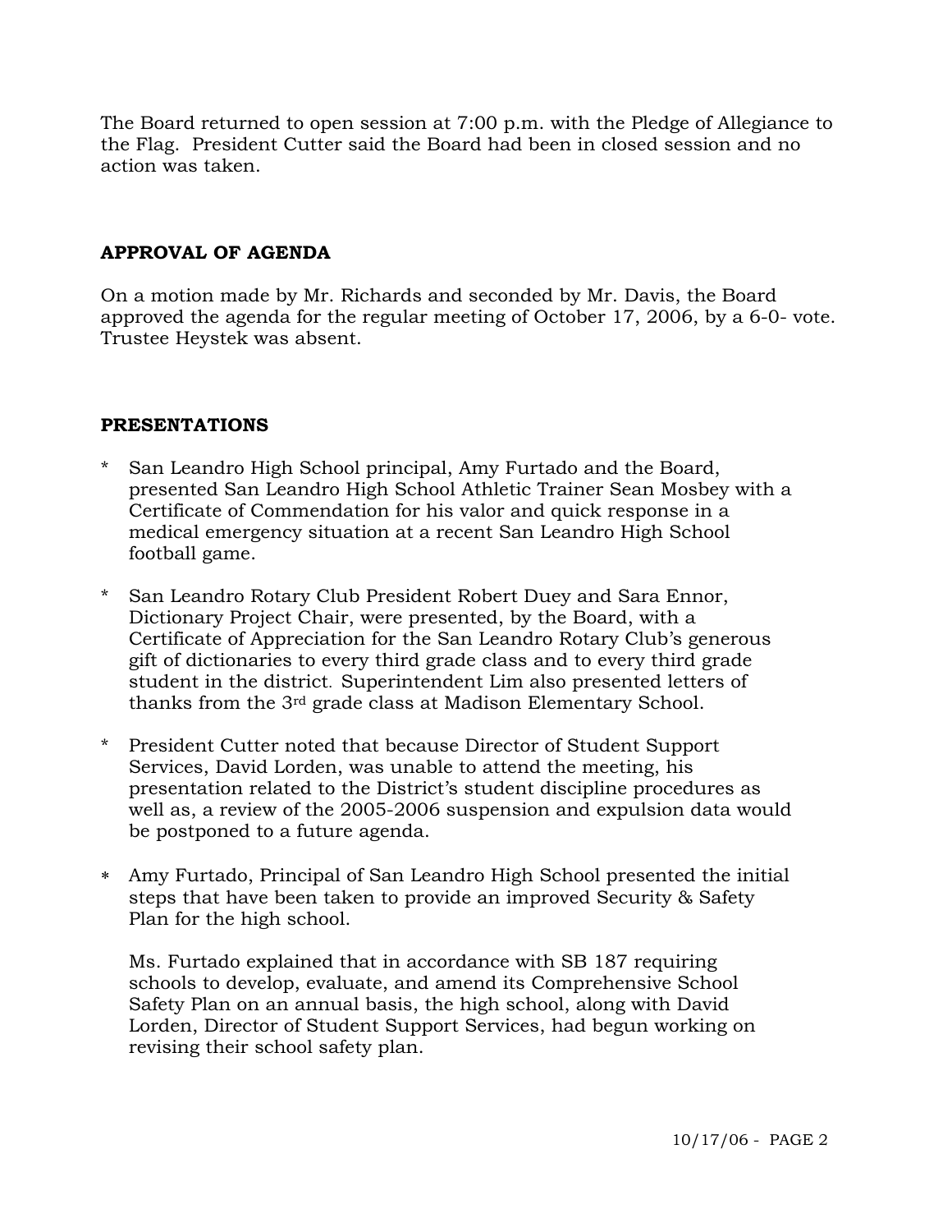The Board returned to open session at 7:00 p.m. with the Pledge of Allegiance to the Flag. President Cutter said the Board had been in closed session and no action was taken.

## APPROVAL OF AGENDA

On a motion made by Mr. Richards and seconded by Mr. Davis, the Board approved the agenda for the regular meeting of October 17, 2006, by a 6-0- vote. Trustee Heystek was absent.

## PRESENTATIONS

- San Leandro High School principal, Amy Furtado and the Board, presented San Leandro High School Athletic Trainer Sean Mosbey with a Certificate of Commendation for his valor and quick response in a medical emergency situation at a recent San Leandro High School football game.

- San Leandro Rotary Club President Robert Duey and Sara Ennor, Dictionary Project Chair, were presented, by the Board, with a Certificate of Appreciation for the San Leandro Rotary Club's generous gift of dictionaries to every third grade class and to every third grade student in the district. Superintendent Lim also presented letters of thanks from the 3rd grade class at Madison Elementary School.

- President Cutter noted that because Director of Student Support Services, David Lorden, was unable to attend the meeting, his presentation related to the District's student discipline procedures as well as, a review of the 2005-2006 suspension and expulsion data would be postponed to a future agenda.

- Amy Furtado, Principal of San Leandro High School presented the initial steps that have been taken to provide an improved Security & Safety Plan for the high school.

  Ms. Furtado explained that in accordance with SB 187 requiring schools to develop, evaluate, and amend its Comprehensive School Safety Plan on an annual basis, the high school, along with David Lorden, Director of Student Support Services, had begun working on revising their school safety plan.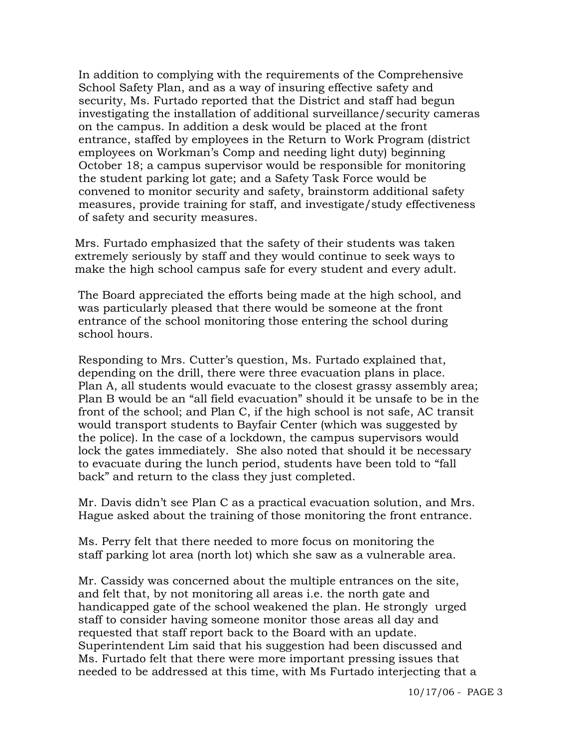In addition to complying with the requirements of the Comprehensive School Safety Plan, and as a way of insuring effective safety and security, Ms. Furtado reported that the District and staff had begun investigating the installation of additional surveillance/security cameras on the campus. In addition a desk would be placed at the front entrance, staffed by employees in the Return to Work Program (district employees on Workman's Comp and needing light duty) beginning October 18; a campus supervisor would be responsible for monitoring the student parking lot gate; and a Safety Task Force would be convened to monitor security and safety, brainstorm additional safety measures, provide training for staff, and investigate/study effectiveness of safety and security measures.

Mrs. Furtado emphasized that the safety of their students was taken extremely seriously by staff and they would continue to seek ways to make the high school campus safe for every student and every adult.

The Board appreciated the efforts being made at the high school, and was particularly pleased that there would be someone at the front entrance of the school monitoring those entering the school during school hours.

Responding to Mrs. Cutter's question, Ms. Furtado explained that, depending on the drill, there were three evacuation plans in place. Plan A, all students would evacuate to the closest grassy assembly area; Plan B would be an "all field evacuation" should it be unsafe to be in the front of the school; and Plan C, if the high school is not safe, AC transit would transport students to Bayfair Center (which was suggested by the police). In the case of a lockdown, the campus supervisors would lock the gates immediately. She also noted that should it be necessary to evacuate during the lunch period, students have been told to "fall back" and return to the class they just completed.

Mr. Davis didn't see Plan C as a practical evacuation solution, and Mrs. Hague asked about the training of those monitoring the front entrance.

Ms. Perry felt that there needed to more focus on monitoring the staff parking lot area (north lot) which she saw as a vulnerable area.

Mr. Cassidy was concerned about the multiple entrances on the site, and felt that, by not monitoring all areas i.e. the north gate and handicapped gate of the school weakened the plan. He strongly urged staff to consider having someone monitor those areas all day and requested that staff report back to the Board with an update. Superintendent Lim said that his suggestion had been discussed and Ms. Furtado felt that there were more important pressing issues that needed to be addressed at this time, with Ms Furtado interjecting that a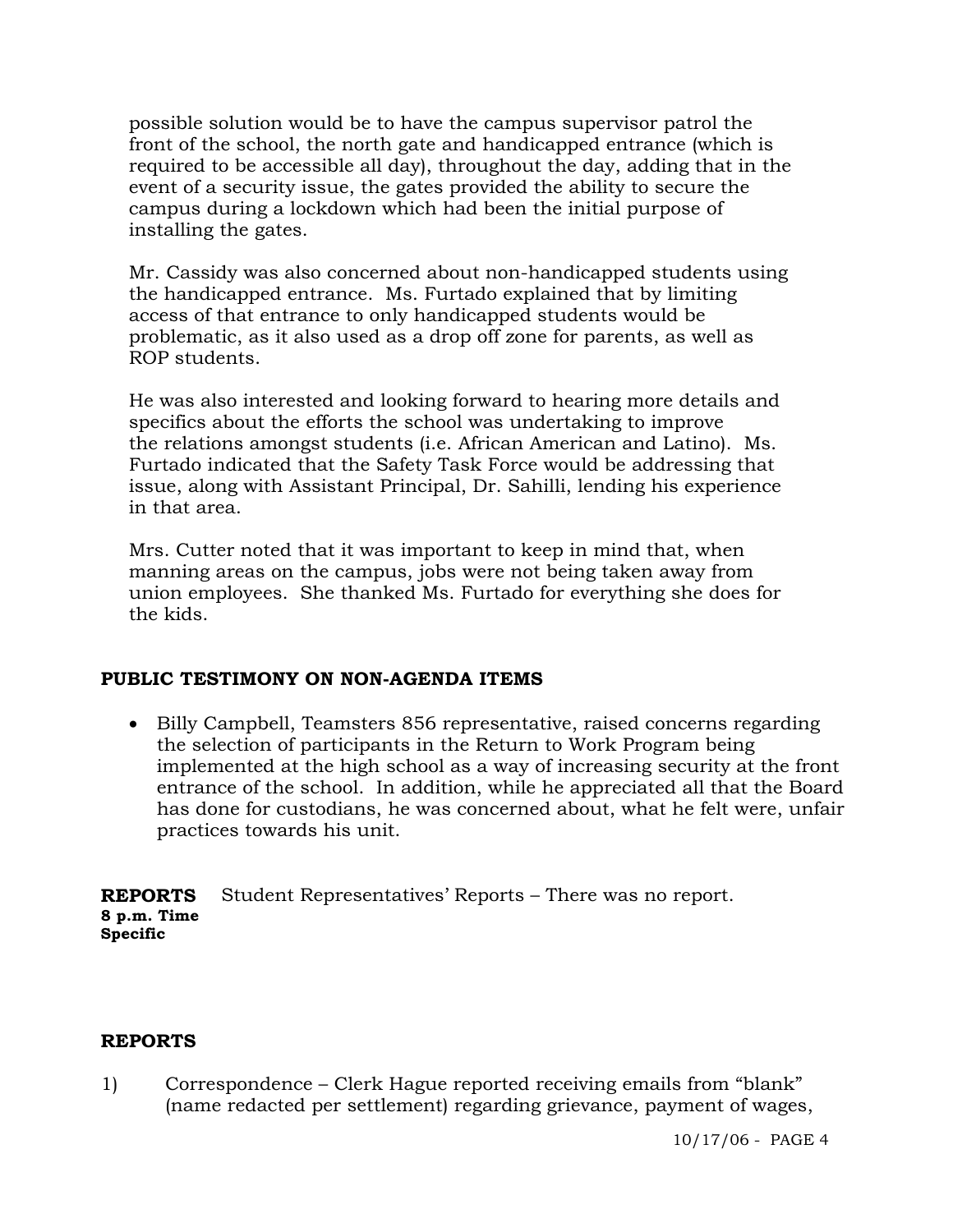possible solution would be to have the campus supervisor patrol the front of the school, the north gate and handicapped entrance (which is required to be accessible all day), throughout the day, adding that in the event of a security issue, the gates provided the ability to secure the campus during a lockdown which had been the initial purpose of installing the gates.

Mr. Cassidy was also concerned about non-handicapped students using the handicapped entrance. Ms. Furtado explained that by limiting access of that entrance to only handicapped students would be problematic, as it also used as a drop off zone for parents, as well as ROP students.

He was also interested and looking forward to hearing more details and specifics about the efforts the school was undertaking to improve the relations amongst students (i.e. African American and Latino). Ms. Furtado indicated that the Safety Task Force would be addressing that issue, along with Assistant Principal, Dr. Sahilli, lending his experience in that area.

Mrs. Cutter noted that it was important to keep in mind that, when manning areas on the campus, jobs were not being taken away from union employees. She thanked Ms. Furtado for everything she does for the kids.

## PUBLIC TESTIMONY ON NON-AGENDA ITEMS

- Billy Campbell, Teamsters 856 representative, raised concerns regarding the selection of participants in the Return to Work Program being implemented at the high school as a way of increasing security at the front entrance of the school. In addition, while he appreciated all that the Board has done for custodians, he was concerned about, what he felt were, unfair practices towards his unit.

**REPORTS** **8 p.m. Time Specific**

Student Representatives' Reports – There was no report.

## REPORTS

1) Correspondence – Clerk Hague reported receiving emails from "blank" (name redacted per settlement) regarding grievance, payment of wages,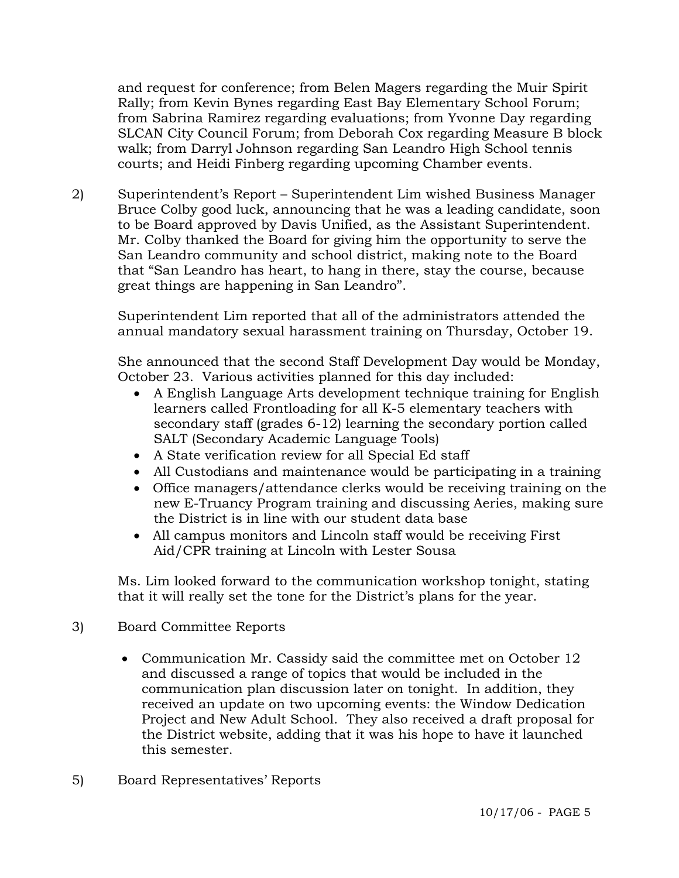and request for conference; from Belen Magers regarding the Muir Spirit Rally; from Kevin Bynes regarding East Bay Elementary School Forum; from Sabrina Ramirez regarding evaluations; from Yvonne Day regarding SLCAN City Council Forum; from Deborah Cox regarding Measure B block walk; from Darryl Johnson regarding San Leandro High School tennis courts; and Heidi Finberg regarding upcoming Chamber events.

2) Superintendent's Report – Superintendent Lim wished Business Manager Bruce Colby good luck, announcing that he was a leading candidate, soon to be Board approved by Davis Unified, as the Assistant Superintendent. Mr. Colby thanked the Board for giving him the opportunity to serve the San Leandro community and school district, making note to the Board that "San Leandro has heart, to hang in there, stay the course, because great things are happening in San Leandro".

   Superintendent Lim reported that all of the administrators attended the annual mandatory sexual harassment training on Thursday, October 19.

   She announced that the second Staff Development Day would be Monday, October 23. Various activities planned for this day included:

   - A English Language Arts development technique training for English learners called Frontloading for all K-5 elementary teachers with secondary staff (grades 6-12) learning the secondary portion called SALT (Secondary Academic Language Tools)
   - A State verification review for all Special Ed staff
   - All Custodians and maintenance would be participating in a training
   - Office managers/attendance clerks would be receiving training on the new E-Truancy Program training and discussing Aeries, making sure the District is in line with our student data base
   - All campus monitors and Lincoln staff would be receiving First Aid/CPR training at Lincoln with Lester Sousa

   Ms. Lim looked forward to the communication workshop tonight, stating that it will really set the tone for the District's plans for the year.

3) Board Committee Reports

   - Communication Mr. Cassidy said the committee met on October 12 and discussed a range of topics that would be included in the communication plan discussion later on tonight. In addition, they received an update on two upcoming events: the Window Dedication Project and New Adult School. They also received a draft proposal for the District website, adding that it was his hope to have it launched this semester.

5) Board Representatives' Reports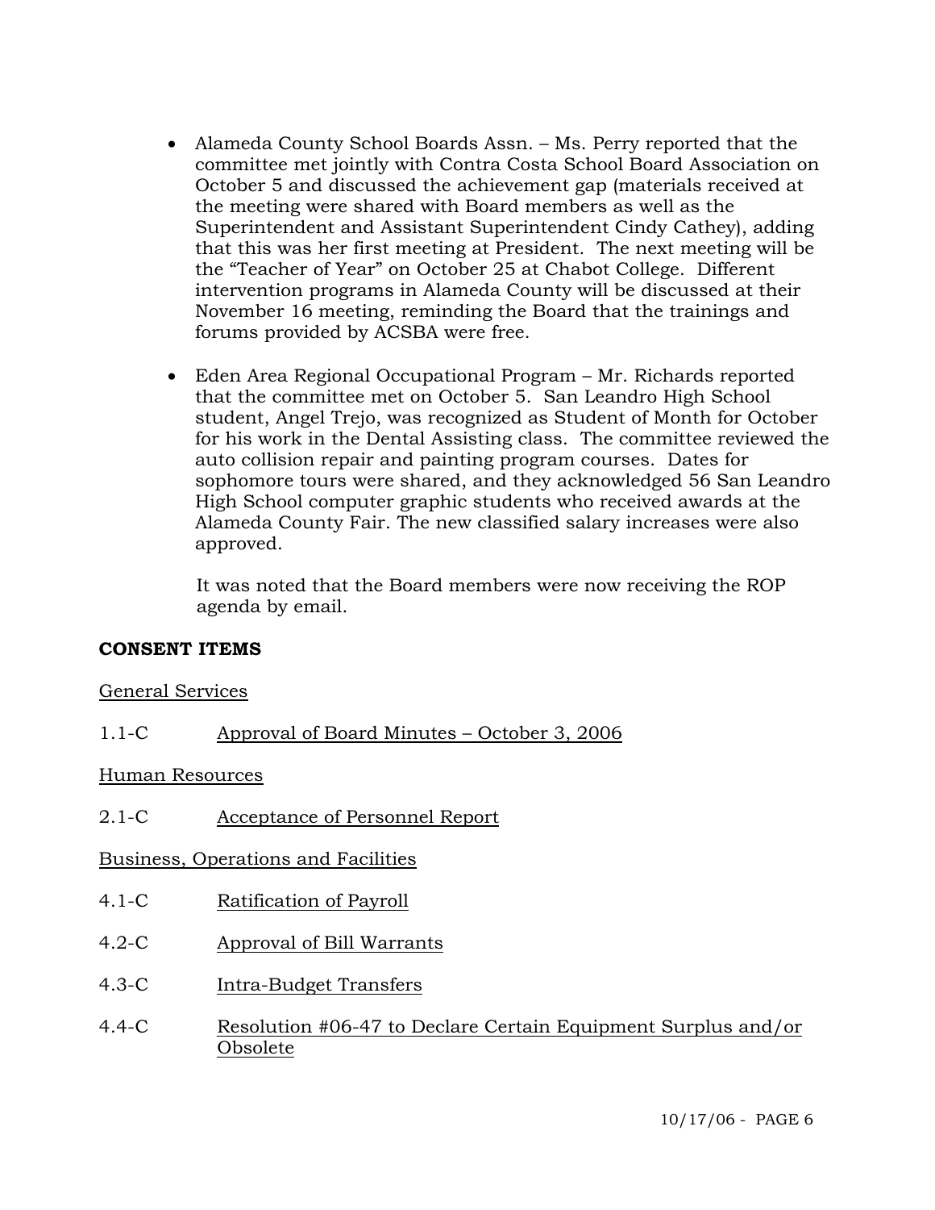- Alameda County School Boards Assn. – Ms. Perry reported that the committee met jointly with Contra Costa School Board Association on October 5 and discussed the achievement gap (materials received at the meeting were shared with Board members as well as the Superintendent and Assistant Superintendent Cindy Cathey), adding that this was her first meeting at President. The next meeting will be the "Teacher of Year" on October 25 at Chabot College. Different intervention programs in Alameda County will be discussed at their November 16 meeting, reminding the Board that the trainings and forums provided by ACSBA were free.

- Eden Area Regional Occupational Program – Mr. Richards reported that the committee met on October 5. San Leandro High School student, Angel Trejo, was recognized as Student of Month for October for his work in the Dental Assisting class. The committee reviewed the auto collision repair and painting program courses. Dates for sophomore tours were shared, and they acknowledged 56 San Leandro High School computer graphic students who received awards at the Alameda County Fair. The new classified salary increases were also approved.

  It was noted that the Board members were now receiving the ROP agenda by email.

**CONSENT ITEMS**

General Services

1.1-C Approval of Board Minutes – October 3, 2006

Human Resources

2.1-C Acceptance of Personnel Report

Business, Operations and Facilities

4.1-C Ratification of Payroll

4.2-C Approval of Bill Warrants

4.3-C Intra-Budget Transfers

4.4-C Resolution #06-47 to Declare Certain Equipment Surplus and/or Obsolete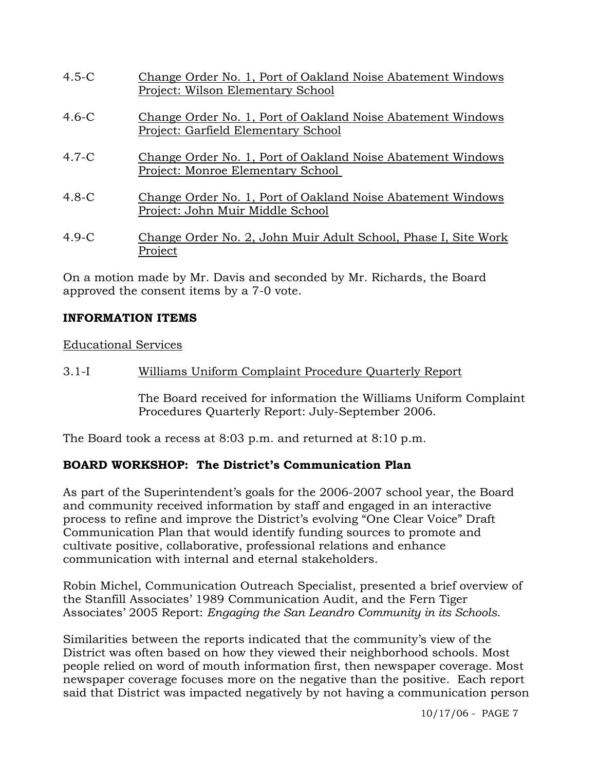4.5-C Change Order No. 1, Port of Oakland Noise Abatement Windows Project: Wilson Elementary School

4.6-C Change Order No. 1, Port of Oakland Noise Abatement Windows Project: Garfield Elementary School

4.7-C Change Order No. 1, Port of Oakland Noise Abatement Windows Project: Monroe Elementary School

4.8-C Change Order No. 1, Port of Oakland Noise Abatement Windows Project: John Muir Middle School

4.9-C Change Order No. 2, John Muir Adult School, Phase I, Site Work Project

On a motion made by Mr. Davis and seconded by Mr. Richards, the Board approved the consent items by a 7-0 vote.

**INFORMATION ITEMS**

Educational Services

3.1-I Williams Uniform Complaint Procedure Quarterly Report

The Board received for information the Williams Uniform Complaint Procedures Quarterly Report: July-September 2006.

The Board took a recess at 8:03 p.m. and returned at 8:10 p.m.

**BOARD WORKSHOP: The District's Communication Plan**

As part of the Superintendent's goals for the 2006-2007 school year, the Board and community received information by staff and engaged in an interactive process to refine and improve the District's evolving "One Clear Voice" Draft Communication Plan that would identify funding sources to promote and cultivate positive, collaborative, professional relations and enhance communication with internal and eternal stakeholders.

Robin Michel, Communication Outreach Specialist, presented a brief overview of the Stanfill Associates' 1989 Communication Audit, and the Fern Tiger Associates' 2005 Report: *Engaging the San Leandro Community in its Schools*.

Similarities between the reports indicated that the community's view of the District was often based on how they viewed their neighborhood schools. Most people relied on word of mouth information first, then newspaper coverage. Most newspaper coverage focuses more on the negative than the positive. Each report said that District was impacted negatively by not having a communication person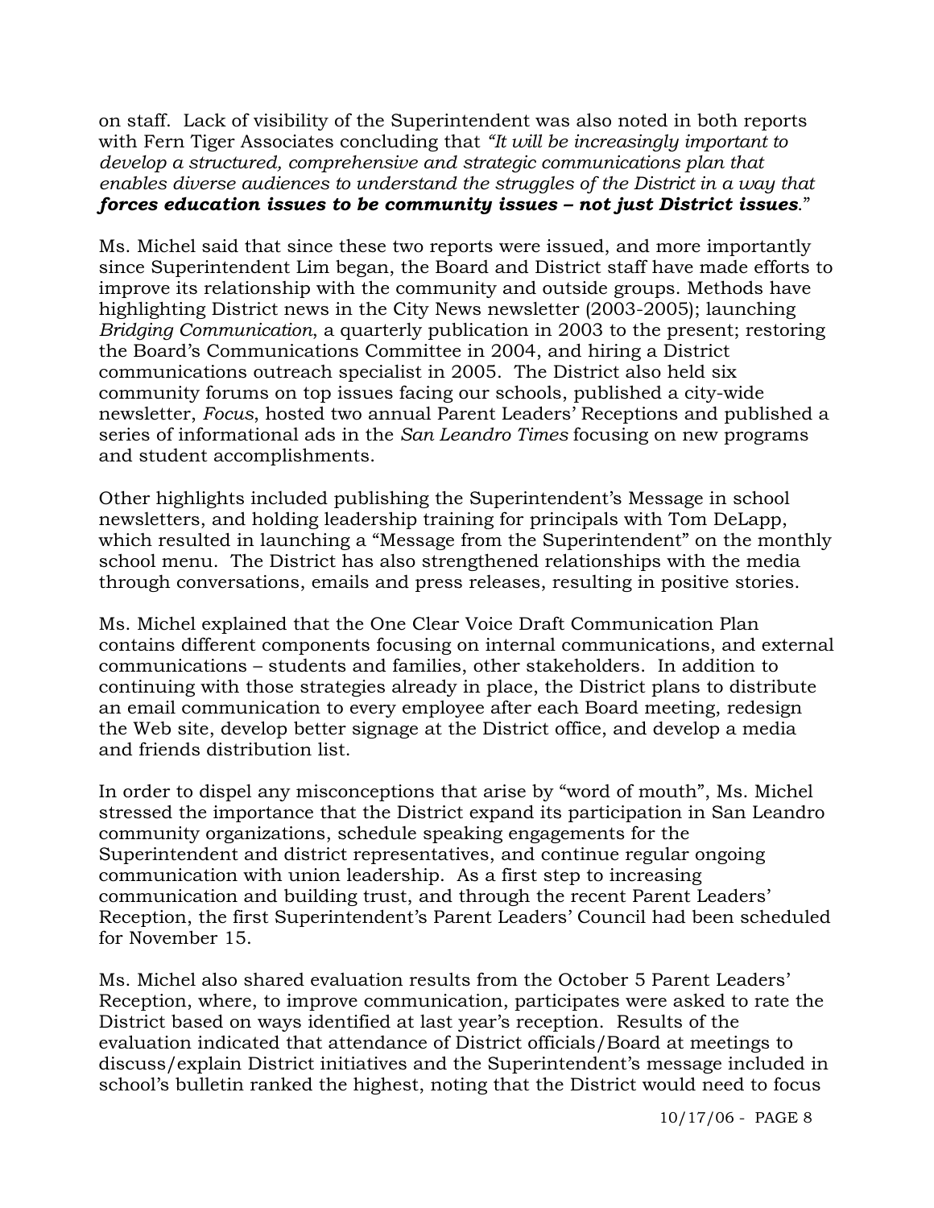on staff. Lack of visibility of the Superintendent was also noted in both reports with Fern Tiger Associates concluding that *"It will be increasingly important to develop a structured, comprehensive and strategic communications plan that enables diverse audiences to understand the struggles of the District in a way that* ***forces education issues to be community issues – not just District issues****.*"

Ms. Michel said that since these two reports were issued, and more importantly since Superintendent Lim began, the Board and District staff have made efforts to improve its relationship with the community and outside groups. Methods have highlighting District news in the City News newsletter (2003-2005); launching *Bridging Communication*, a quarterly publication in 2003 to the present; restoring the Board's Communications Committee in 2004, and hiring a District communications outreach specialist in 2005. The District also held six community forums on top issues facing our schools, published a city-wide newsletter, *Focus*, hosted two annual Parent Leaders' Receptions and published a series of informational ads in the *San Leandro Times* focusing on new programs and student accomplishments.

Other highlights included publishing the Superintendent's Message in school newsletters, and holding leadership training for principals with Tom DeLapp, which resulted in launching a "Message from the Superintendent" on the monthly school menu. The District has also strengthened relationships with the media through conversations, emails and press releases, resulting in positive stories.

Ms. Michel explained that the One Clear Voice Draft Communication Plan contains different components focusing on internal communications, and external communications – students and families, other stakeholders. In addition to continuing with those strategies already in place, the District plans to distribute an email communication to every employee after each Board meeting, redesign the Web site, develop better signage at the District office, and develop a media and friends distribution list.

In order to dispel any misconceptions that arise by "word of mouth", Ms. Michel stressed the importance that the District expand its participation in San Leandro community organizations, schedule speaking engagements for the Superintendent and district representatives, and continue regular ongoing communication with union leadership. As a first step to increasing communication and building trust, and through the recent Parent Leaders' Reception, the first Superintendent's Parent Leaders' Council had been scheduled for November 15.

Ms. Michel also shared evaluation results from the October 5 Parent Leaders' Reception, where, to improve communication, participates were asked to rate the District based on ways identified at last year's reception. Results of the evaluation indicated that attendance of District officials/Board at meetings to discuss/explain District initiatives and the Superintendent's message included in school's bulletin ranked the highest, noting that the District would need to focus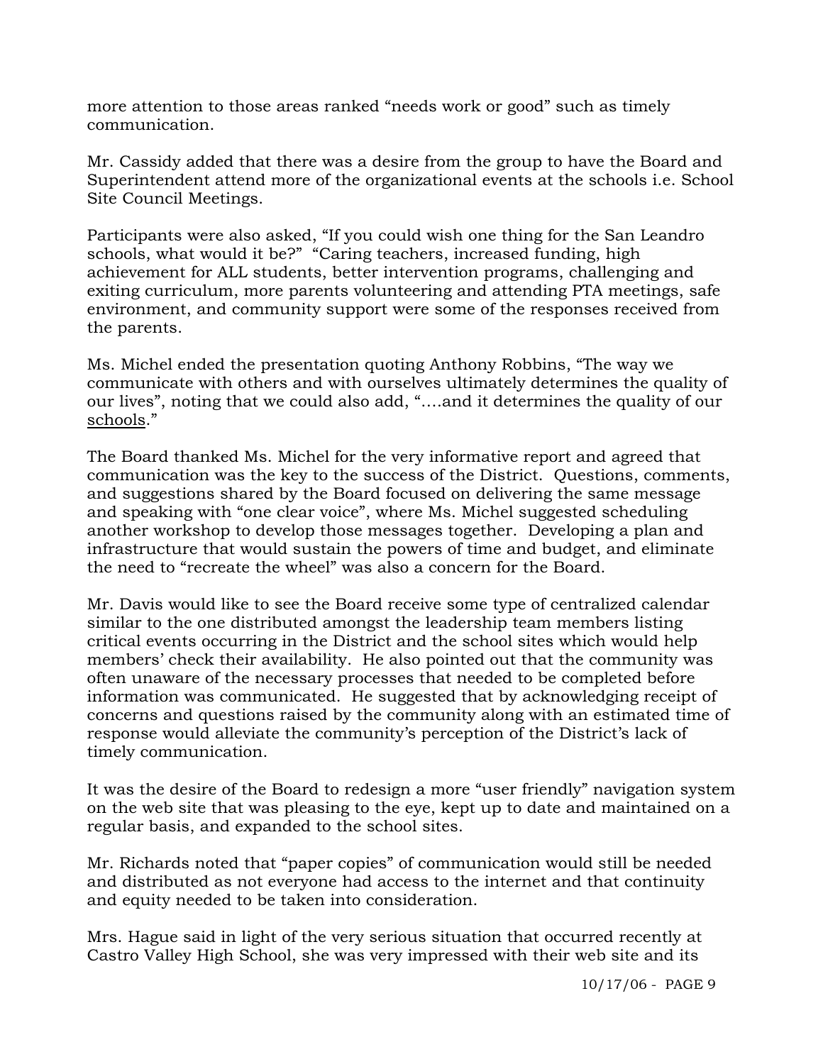more attention to those areas ranked "needs work or good" such as timely communication.

Mr. Cassidy added that there was a desire from the group to have the Board and Superintendent attend more of the organizational events at the schools i.e. School Site Council Meetings.

Participants were also asked, "If you could wish one thing for the San Leandro schools, what would it be?" "Caring teachers, increased funding, high achievement for ALL students, better intervention programs, challenging and exiting curriculum, more parents volunteering and attending PTA meetings, safe environment, and community support were some of the responses received from the parents.

Ms. Michel ended the presentation quoting Anthony Robbins, "The way we communicate with others and with ourselves ultimately determines the quality of our lives", noting that we could also add, "….and it determines the quality of our <u>schools</u>."

The Board thanked Ms. Michel for the very informative report and agreed that communication was the key to the success of the District. Questions, comments, and suggestions shared by the Board focused on delivering the same message and speaking with "one clear voice", where Ms. Michel suggested scheduling another workshop to develop those messages together. Developing a plan and infrastructure that would sustain the powers of time and budget, and eliminate the need to "recreate the wheel" was also a concern for the Board.

Mr. Davis would like to see the Board receive some type of centralized calendar similar to the one distributed amongst the leadership team members listing critical events occurring in the District and the school sites which would help members' check their availability. He also pointed out that the community was often unaware of the necessary processes that needed to be completed before information was communicated. He suggested that by acknowledging receipt of concerns and questions raised by the community along with an estimated time of response would alleviate the community's perception of the District's lack of timely communication.

It was the desire of the Board to redesign a more "user friendly" navigation system on the web site that was pleasing to the eye, kept up to date and maintained on a regular basis, and expanded to the school sites.

Mr. Richards noted that "paper copies" of communication would still be needed and distributed as not everyone had access to the internet and that continuity and equity needed to be taken into consideration.

Mrs. Hague said in light of the very serious situation that occurred recently at Castro Valley High School, she was very impressed with their web site and its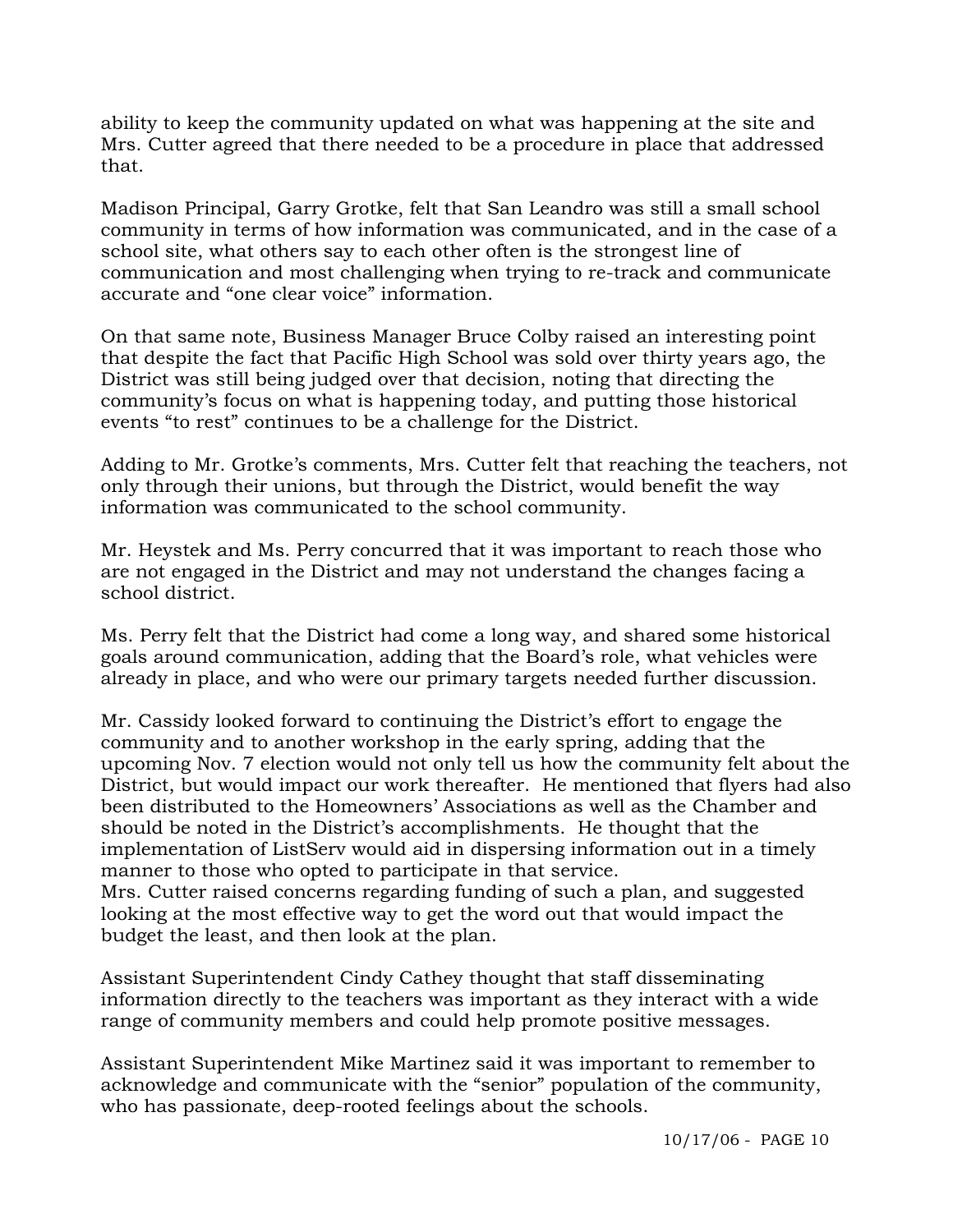ability to keep the community updated on what was happening at the site and Mrs. Cutter agreed that there needed to be a procedure in place that addressed that.

Madison Principal, Garry Grotke, felt that San Leandro was still a small school community in terms of how information was communicated, and in the case of a school site, what others say to each other often is the strongest line of communication and most challenging when trying to re-track and communicate accurate and "one clear voice" information.

On that same note, Business Manager Bruce Colby raised an interesting point that despite the fact that Pacific High School was sold over thirty years ago, the District was still being judged over that decision, noting that directing the community's focus on what is happening today, and putting those historical events "to rest" continues to be a challenge for the District.

Adding to Mr. Grotke's comments, Mrs. Cutter felt that reaching the teachers, not only through their unions, but through the District, would benefit the way information was communicated to the school community.

Mr. Heystek and Ms. Perry concurred that it was important to reach those who are not engaged in the District and may not understand the changes facing a school district.

Ms. Perry felt that the District had come a long way, and shared some historical goals around communication, adding that the Board's role, what vehicles were already in place, and who were our primary targets needed further discussion.

Mr. Cassidy looked forward to continuing the District's effort to engage the community and to another workshop in the early spring, adding that the upcoming Nov. 7 election would not only tell us how the community felt about the District, but would impact our work thereafter. He mentioned that flyers had also been distributed to the Homeowners' Associations as well as the Chamber and should be noted in the District's accomplishments. He thought that the implementation of ListServ would aid in dispersing information out in a timely manner to those who opted to participate in that service.

Mrs. Cutter raised concerns regarding funding of such a plan, and suggested looking at the most effective way to get the word out that would impact the budget the least, and then look at the plan.

Assistant Superintendent Cindy Cathey thought that staff disseminating information directly to the teachers was important as they interact with a wide range of community members and could help promote positive messages.

Assistant Superintendent Mike Martinez said it was important to remember to acknowledge and communicate with the "senior" population of the community, who has passionate, deep-rooted feelings about the schools.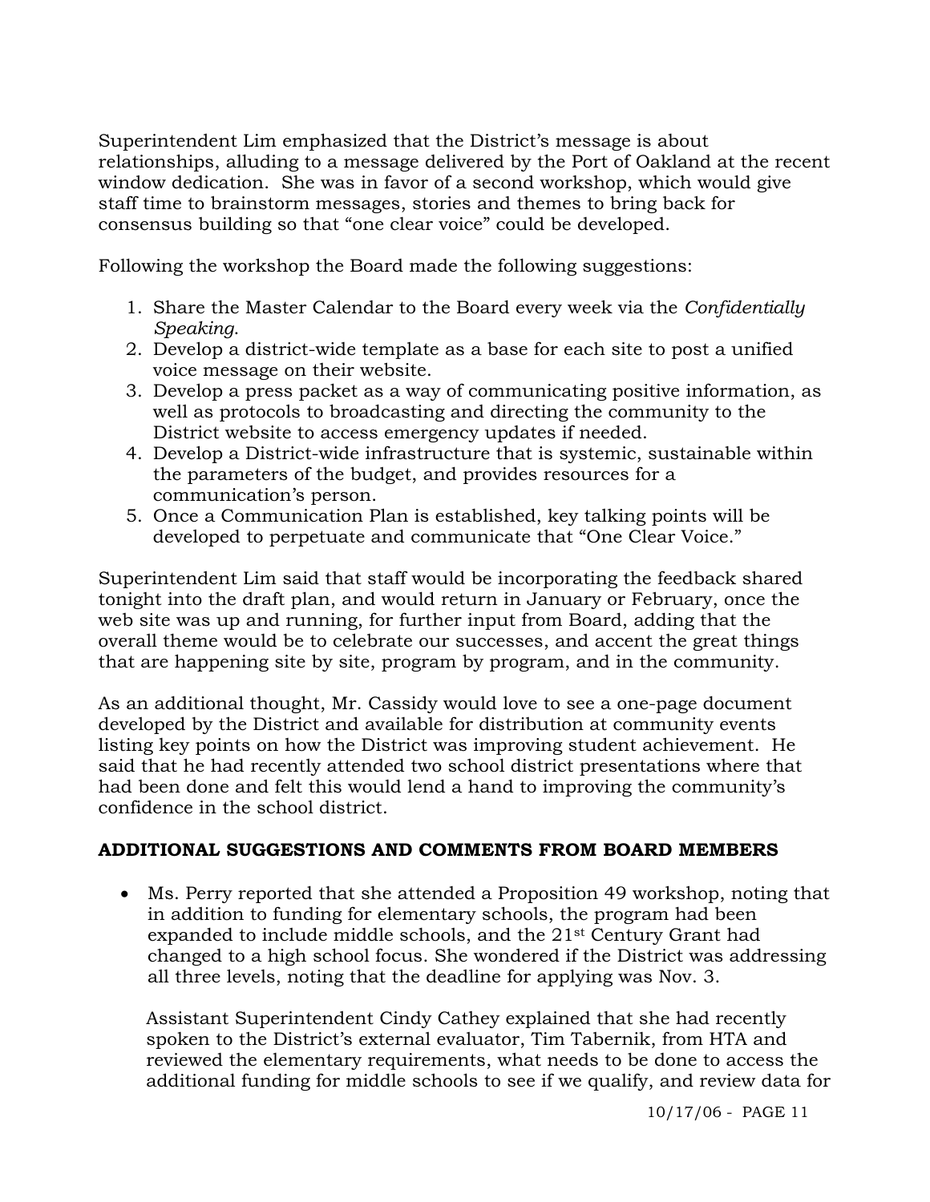Superintendent Lim emphasized that the District's message is about relationships, alluding to a message delivered by the Port of Oakland at the recent window dedication. She was in favor of a second workshop, which would give staff time to brainstorm messages, stories and themes to bring back for consensus building so that "one clear voice" could be developed.

Following the workshop the Board made the following suggestions:

1. Share the Master Calendar to the Board every week via the *Confidentially Speaking*.
2. Develop a district-wide template as a base for each site to post a unified voice message on their website.
3. Develop a press packet as a way of communicating positive information, as well as protocols to broadcasting and directing the community to the District website to access emergency updates if needed.
4. Develop a District-wide infrastructure that is systemic, sustainable within the parameters of the budget, and provides resources for a communication's person.
5. Once a Communication Plan is established, key talking points will be developed to perpetuate and communicate that "One Clear Voice."

Superintendent Lim said that staff would be incorporating the feedback shared tonight into the draft plan, and would return in January or February, once the web site was up and running, for further input from Board, adding that the overall theme would be to celebrate our successes, and accent the great things that are happening site by site, program by program, and in the community.

As an additional thought, Mr. Cassidy would love to see a one-page document developed by the District and available for distribution at community events listing key points on how the District was improving student achievement. He said that he had recently attended two school district presentations where that had been done and felt this would lend a hand to improving the community's confidence in the school district.

## ADDITIONAL SUGGESTIONS AND COMMENTS FROM BOARD MEMBERS

- Ms. Perry reported that she attended a Proposition 49 workshop, noting that in addition to funding for elementary schools, the program had been expanded to include middle schools, and the 21st Century Grant had changed to a high school focus. She wondered if the District was addressing all three levels, noting that the deadline for applying was Nov. 3.

  Assistant Superintendent Cindy Cathey explained that she had recently spoken to the District's external evaluator, Tim Tabernik, from HTA and reviewed the elementary requirements, what needs to be done to access the additional funding for middle schools to see if we qualify, and review data for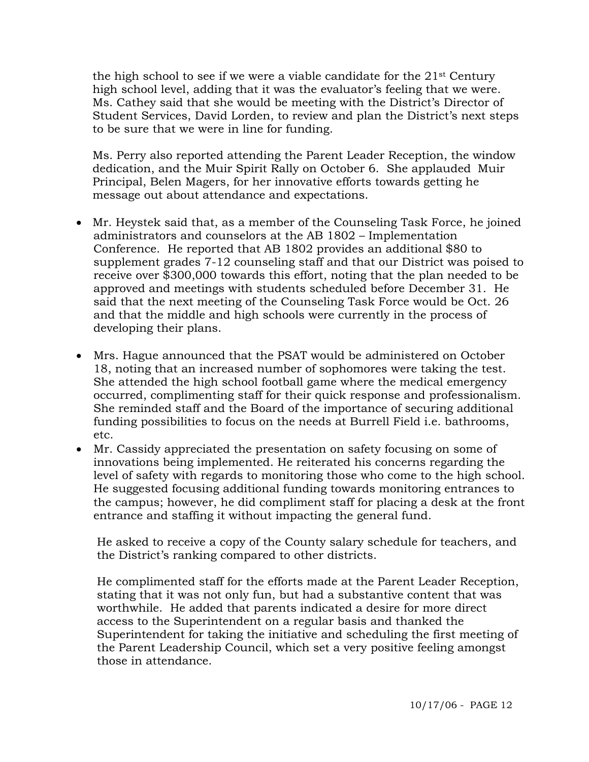the high school to see if we were a viable candidate for the 21st Century high school level, adding that it was the evaluator's feeling that we were. Ms. Cathey said that she would be meeting with the District's Director of Student Services, David Lorden, to review and plan the District's next steps to be sure that we were in line for funding.

Ms. Perry also reported attending the Parent Leader Reception, the window dedication, and the Muir Spirit Rally on October 6. She applauded Muir Principal, Belen Magers, for her innovative efforts towards getting he message out about attendance and expectations.

- Mr. Heystek said that, as a member of the Counseling Task Force, he joined administrators and counselors at the AB 1802 – Implementation Conference. He reported that AB 1802 provides an additional $80 to supplement grades 7-12 counseling staff and that our District was poised to receive over $300,000 towards this effort, noting that the plan needed to be approved and meetings with students scheduled before December 31. He said that the next meeting of the Counseling Task Force would be Oct. 26 and that the middle and high schools were currently in the process of developing their plans.

- Mrs. Hague announced that the PSAT would be administered on October 18, noting that an increased number of sophomores were taking the test. She attended the high school football game where the medical emergency occurred, complimenting staff for their quick response and professionalism. She reminded staff and the Board of the importance of securing additional funding possibilities to focus on the needs at Burrell Field i.e. bathrooms, etc.
- Mr. Cassidy appreciated the presentation on safety focusing on some of innovations being implemented. He reiterated his concerns regarding the level of safety with regards to monitoring those who come to the high school. He suggested focusing additional funding towards monitoring entrances to the campus; however, he did compliment staff for placing a desk at the front entrance and staffing it without impacting the general fund.

  He asked to receive a copy of the County salary schedule for teachers, and the District's ranking compared to other districts.

  He complimented staff for the efforts made at the Parent Leader Reception, stating that it was not only fun, but had a substantive content that was worthwhile. He added that parents indicated a desire for more direct access to the Superintendent on a regular basis and thanked the Superintendent for taking the initiative and scheduling the first meeting of the Parent Leadership Council, which set a very positive feeling amongst those in attendance.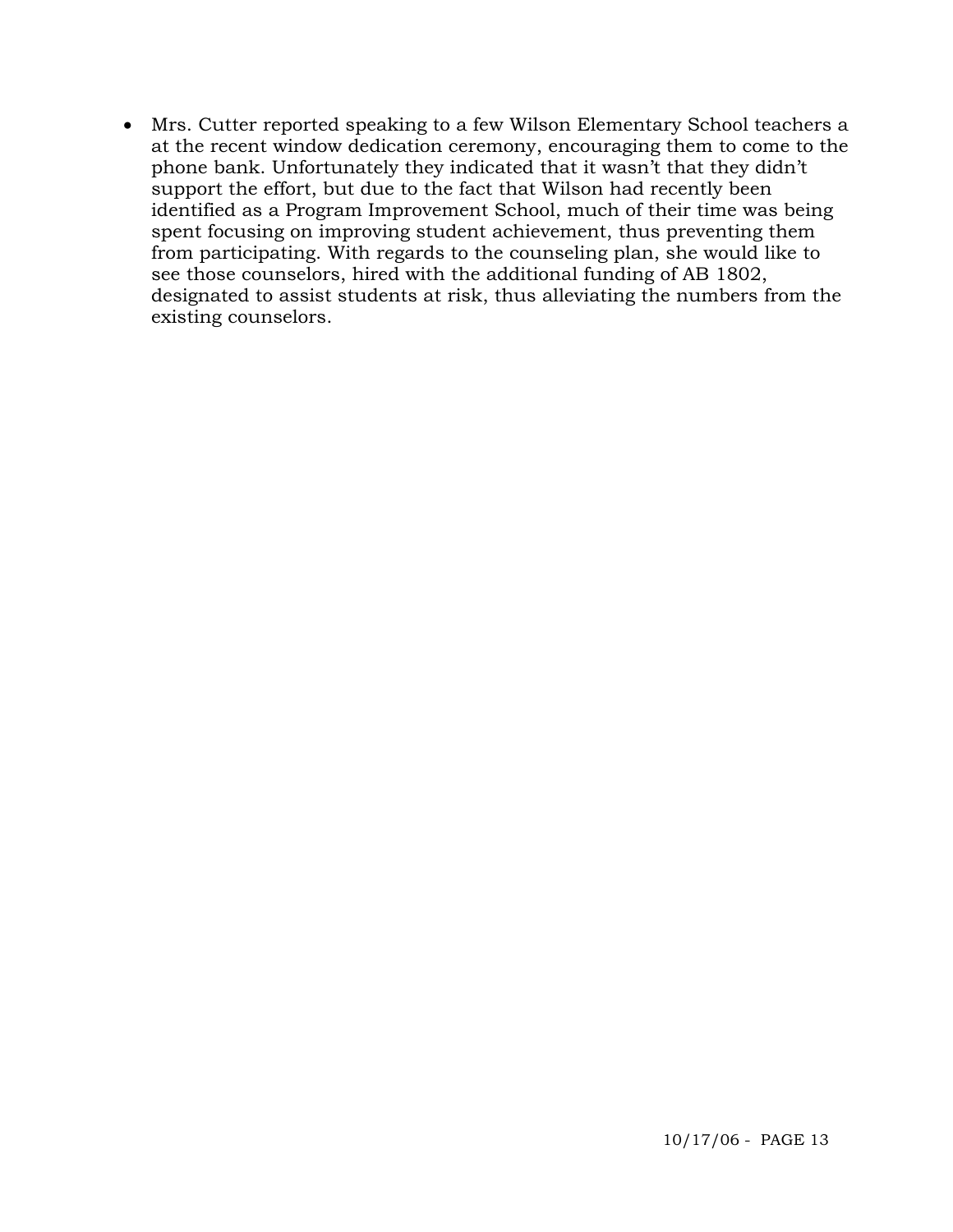- Mrs. Cutter reported speaking to a few Wilson Elementary School teachers a at the recent window dedication ceremony, encouraging them to come to the phone bank. Unfortunately they indicated that it wasn't that they didn't support the effort, but due to the fact that Wilson had recently been identified as a Program Improvement School, much of their time was being spent focusing on improving student achievement, thus preventing them from participating. With regards to the counseling plan, she would like to see those counselors, hired with the additional funding of AB 1802, designated to assist students at risk, thus alleviating the numbers from the existing counselors.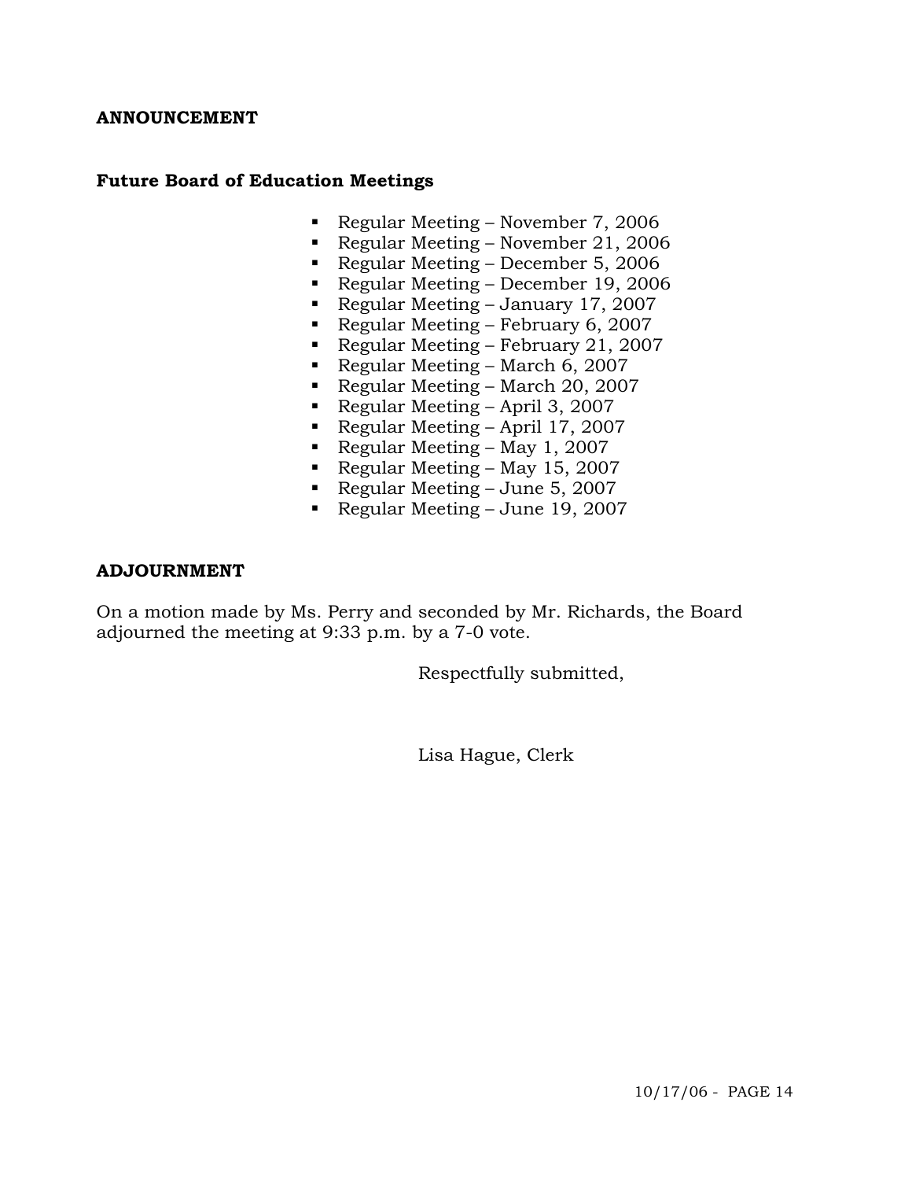**ANNOUNCEMENT**

**Future Board of Education Meetings**

- Regular Meeting – November 7, 2006
- Regular Meeting – November 21, 2006
- Regular Meeting – December 5, 2006
- Regular Meeting – December 19, 2006
- Regular Meeting – January 17, 2007
- Regular Meeting – February 6, 2007
- Regular Meeting – February 21, 2007
- Regular Meeting – March 6, 2007
- Regular Meeting – March 20, 2007
- Regular Meeting – April 3, 2007
- Regular Meeting – April 17, 2007
- Regular Meeting – May 1, 2007
- Regular Meeting – May 15, 2007
- Regular Meeting – June 5, 2007
- Regular Meeting – June 19, 2007

**ADJOURNMENT**

On a motion made by Ms. Perry and seconded by Mr. Richards, the Board adjourned the meeting at 9:33 p.m. by a 7-0 vote.

Respectfully submitted,

Lisa Hague, Clerk